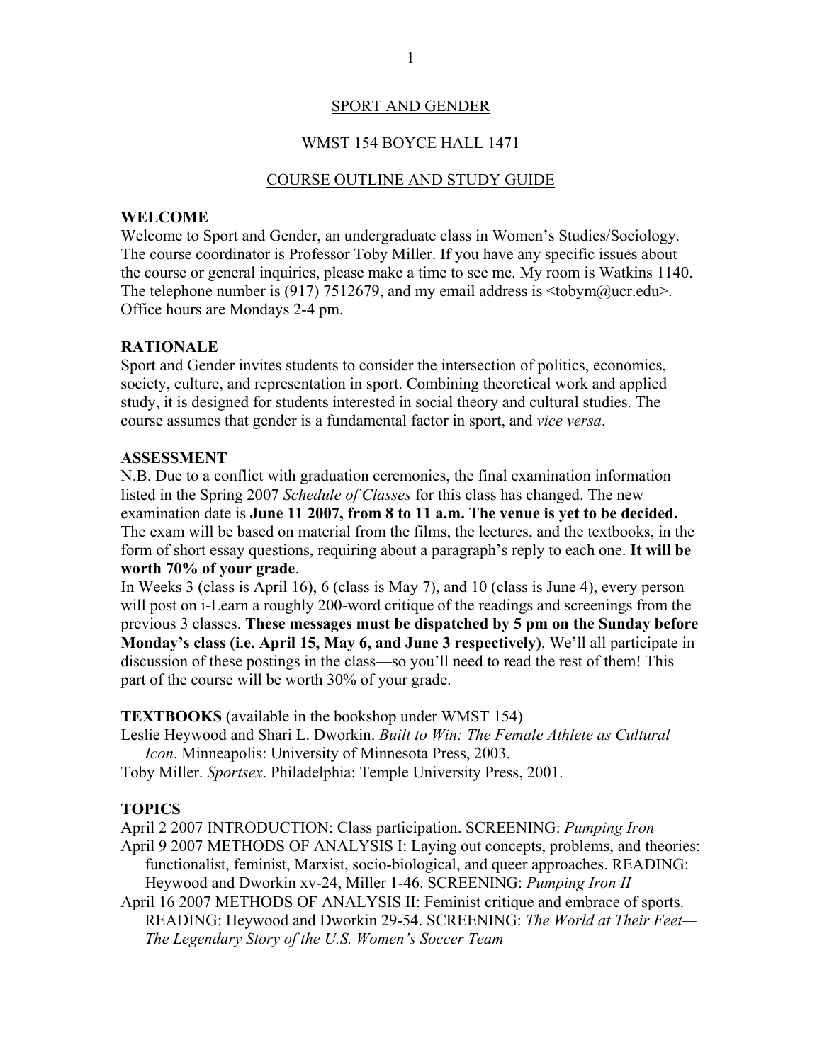# SPORT AND GENDER

## WMST 154 BOYCE HALL 1471

## COURSE OUTLINE AND STUDY GUIDE

### WELCOME

Welcome to Sport and Gender, an undergraduate class in Women's Studies/Sociology. The course coordinator is Professor Toby Miller. If you have any specific issues about the course or general inquiries, please make a time to see me. My room is Watkins 1140. The telephone number is (917) 7512679, and my email address is <tobym@ucr.edu>. Office hours are Mondays 2-4 pm.

### RATIONALE

Sport and Gender invites students to consider the intersection of politics, economics, society, culture, and representation in sport. Combining theoretical work and applied study, it is designed for students interested in social theory and cultural studies. The course assumes that gender is a fundamental factor in sport, and *vice versa*.

### ASSESSMENT

N.B. Due to a conflict with graduation ceremonies, the final examination information listed in the Spring 2007 *Schedule of Classes* for this class has changed. The new examination date is **June 11 2007, from 8 to 11 a.m. The venue is yet to be decided.** The exam will be based on material from the films, the lectures, and the textbooks, in the form of short essay questions, requiring about a paragraph's reply to each one. **It will be worth 70% of your grade**.

In Weeks 3 (class is April 16), 6 (class is May 7), and 10 (class is June 4), every person will post on i-Learn a roughly 200-word critique of the readings and screenings from the previous 3 classes. **These messages must be dispatched by 5 pm on the Sunday before Monday's class (i.e. April 15, May 6, and June 3 respectively)**. We'll all participate in discussion of these postings in the class—so you'll need to read the rest of them! This part of the course will be worth 30% of your grade.

**TEXTBOOKS** (available in the bookshop under WMST 154)

Leslie Heywood and Shari L. Dworkin. *Built to Win: The Female Athlete as Cultural Icon*. Minneapolis: University of Minnesota Press, 2003.

Toby Miller. *Sportsex*. Philadelphia: Temple University Press, 2001.

### TOPICS

April 2 2007 INTRODUCTION: Class participation. SCREENING: *Pumping Iron*

April 9 2007 METHODS OF ANALYSIS I: Laying out concepts, problems, and theories: functionalist, feminist, Marxist, socio-biological, and queer approaches. READING: Heywood and Dworkin xv-24, Miller 1-46. SCREENING: *Pumping Iron II*

April 16 2007 METHODS OF ANALYSIS II: Feminist critique and embrace of sports. READING: Heywood and Dworkin 29-54. SCREENING: *The World at Their Feet—The Legendary Story of the U.S. Women's Soccer Team*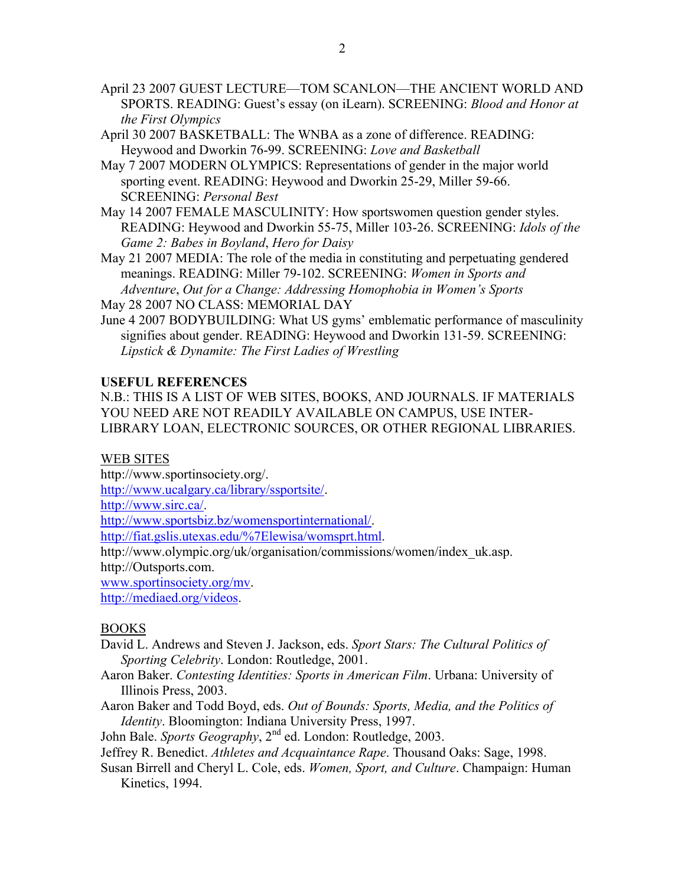April 23 2007 GUEST LECTURE—TOM SCANLON—THE ANCIENT WORLD AND SPORTS. READING: Guest's essay (on iLearn). SCREENING: *Blood and Honor at the First Olympics*

April 30 2007 BASKETBALL: The WNBA as a zone of difference. READING: Heywood and Dworkin 76-99. SCREENING: *Love and Basketball*

May 7 2007 MODERN OLYMPICS: Representations of gender in the major world sporting event. READING: Heywood and Dworkin 25-29, Miller 59-66. SCREENING: *Personal Best*

May 14 2007 FEMALE MASCULINITY: How sportswomen question gender styles. READING: Heywood and Dworkin 55-75, Miller 103-26. SCREENING: *Idols of the Game 2: Babes in Boyland*, *Hero for Daisy*

May 21 2007 MEDIA: The role of the media in constituting and perpetuating gendered meanings. READING: Miller 79-102. SCREENING: *Women in Sports and Adventure*, *Out for a Change: Addressing Homophobia in Women's Sports*

May 28 2007 NO CLASS: MEMORIAL DAY

June 4 2007 BODYBUILDING: What US gyms' emblematic performance of masculinity signifies about gender. READING: Heywood and Dworkin 131-59. SCREENING: *Lipstick & Dynamite: The First Ladies of Wrestling*

**USEFUL REFERENCES**

N.B.: THIS IS A LIST OF WEB SITES, BOOKS, AND JOURNALS. IF MATERIALS YOU NEED ARE NOT READILY AVAILABLE ON CAMPUS, USE INTER-LIBRARY LOAN, ELECTRONIC SOURCES, OR OTHER REGIONAL LIBRARIES.

WEB SITES

http://www.sportinsociety.org/.
http://www.ucalgary.ca/library/ssportsite/.
http://www.sirc.ca/.
http://www.sportsbiz.bz/womensportinternational/.
http://fiat.gslis.utexas.edu/%7Elewisa/womsprt.html.
http://www.olympic.org/uk/organisation/commissions/women/index_uk.asp.
http://Outsports.com.
www.sportinsociety.org/mv.
http://mediaed.org/videos.

BOOKS

David L. Andrews and Steven J. Jackson, eds. *Sport Stars: The Cultural Politics of Sporting Celebrity*. London: Routledge, 2001.

Aaron Baker. *Contesting Identities: Sports in American Film*. Urbana: University of Illinois Press, 2003.

Aaron Baker and Todd Boyd, eds. *Out of Bounds: Sports, Media, and the Politics of Identity*. Bloomington: Indiana University Press, 1997.

John Bale. *Sports Geography*, 2nd ed. London: Routledge, 2003.

Jeffrey R. Benedict. *Athletes and Acquaintance Rape*. Thousand Oaks: Sage, 1998.

Susan Birrell and Cheryl L. Cole, eds. *Women, Sport, and Culture*. Champaign: Human Kinetics, 1994.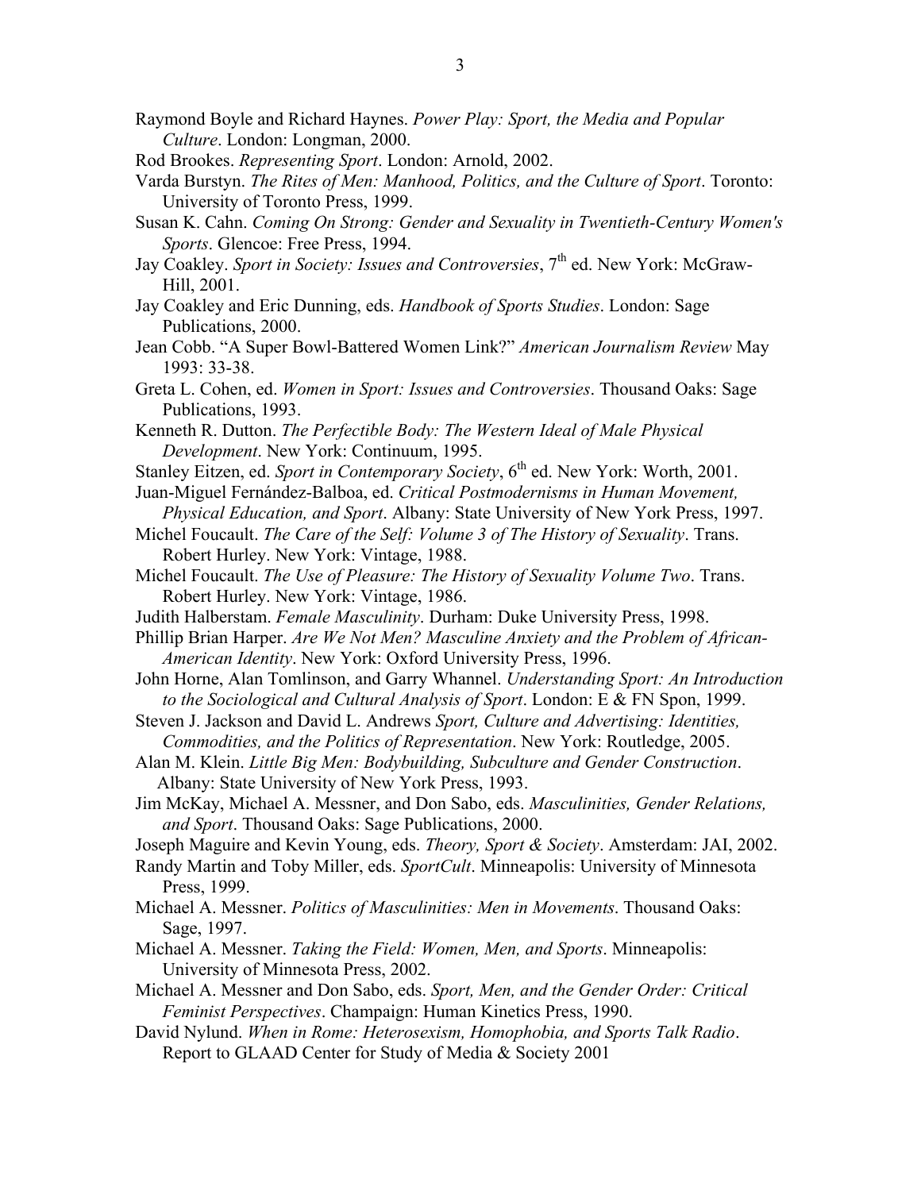Raymond Boyle and Richard Haynes. *Power Play: Sport, the Media and Popular Culture*. London: Longman, 2000.

Rod Brookes. *Representing Sport*. London: Arnold, 2002.

Varda Burstyn. *The Rites of Men: Manhood, Politics, and the Culture of Sport*. Toronto: University of Toronto Press, 1999.

Susan K. Cahn. *Coming On Strong: Gender and Sexuality in Twentieth-Century Women's Sports*. Glencoe: Free Press, 1994.

Jay Coakley. *Sport in Society: Issues and Controversies*, 7th ed. New York: McGraw-Hill, 2001.

Jay Coakley and Eric Dunning, eds. *Handbook of Sports Studies*. London: Sage Publications, 2000.

Jean Cobb. "A Super Bowl-Battered Women Link?" *American Journalism Review* May 1993: 33-38.

Greta L. Cohen, ed. *Women in Sport: Issues and Controversies*. Thousand Oaks: Sage Publications, 1993.

Kenneth R. Dutton. *The Perfectible Body: The Western Ideal of Male Physical Development*. New York: Continuum, 1995.

Stanley Eitzen, ed. *Sport in Contemporary Society*, 6th ed. New York: Worth, 2001.

Juan-Miguel Fernández-Balboa, ed. *Critical Postmodernisms in Human Movement, Physical Education, and Sport*. Albany: State University of New York Press, 1997.

Michel Foucault. *The Care of the Self: Volume 3 of The History of Sexuality*. Trans. Robert Hurley. New York: Vintage, 1988.

Michel Foucault. *The Use of Pleasure: The History of Sexuality Volume Two*. Trans. Robert Hurley. New York: Vintage, 1986.

Judith Halberstam. *Female Masculinity*. Durham: Duke University Press, 1998.

Phillip Brian Harper. *Are We Not Men? Masculine Anxiety and the Problem of African-American Identity*. New York: Oxford University Press, 1996.

John Horne, Alan Tomlinson, and Garry Whannel. *Understanding Sport: An Introduction to the Sociological and Cultural Analysis of Sport*. London: E & FN Spon, 1999.

Steven J. Jackson and David L. Andrews *Sport, Culture and Advertising: Identities, Commodities, and the Politics of Representation*. New York: Routledge, 2005.

Alan M. Klein. *Little Big Men: Bodybuilding, Subculture and Gender Construction*. Albany: State University of New York Press, 1993.

Jim McKay, Michael A. Messner, and Don Sabo, eds. *Masculinities, Gender Relations, and Sport*. Thousand Oaks: Sage Publications, 2000.

Joseph Maguire and Kevin Young, eds. *Theory, Sport & Society*. Amsterdam: JAI, 2002.

Randy Martin and Toby Miller, eds. *SportCult*. Minneapolis: University of Minnesota Press, 1999.

Michael A. Messner. *Politics of Masculinities: Men in Movements*. Thousand Oaks: Sage, 1997.

Michael A. Messner. *Taking the Field: Women, Men, and Sports*. Minneapolis: University of Minnesota Press, 2002.

Michael A. Messner and Don Sabo, eds. *Sport, Men, and the Gender Order: Critical Feminist Perspectives*. Champaign: Human Kinetics Press, 1990.

David Nylund. *When in Rome: Heterosexism, Homophobia, and Sports Talk Radio*. Report to GLAAD Center for Study of Media & Society 2001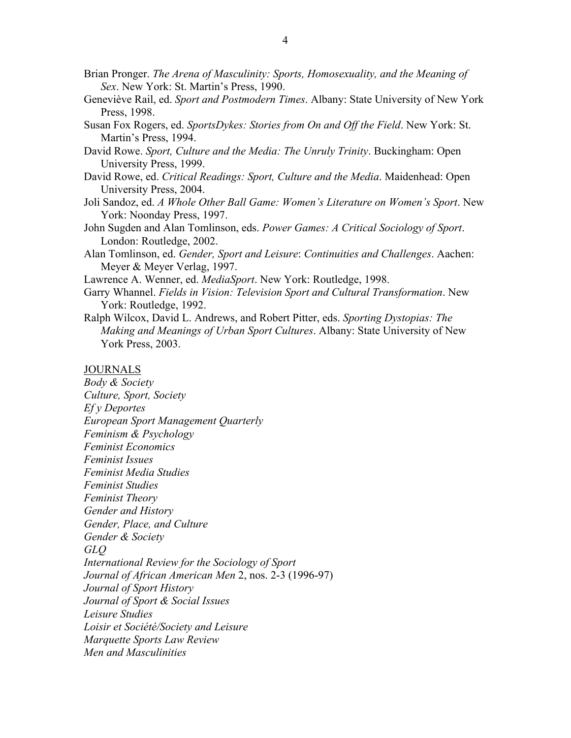Brian Pronger. *The Arena of Masculinity: Sports, Homosexuality, and the Meaning of Sex*. New York: St. Martin's Press, 1990.

Geneviève Rail, ed. *Sport and Postmodern Times*. Albany: State University of New York Press, 1998.

Susan Fox Rogers, ed. *SportsDykes: Stories from On and Off the Field*. New York: St. Martin's Press, 1994.

David Rowe. *Sport, Culture and the Media: The Unruly Trinity*. Buckingham: Open University Press, 1999.

David Rowe, ed. *Critical Readings: Sport, Culture and the Media*. Maidenhead: Open University Press, 2004.

Joli Sandoz, ed. *A Whole Other Ball Game: Women's Literature on Women's Sport*. New York: Noonday Press, 1997.

John Sugden and Alan Tomlinson, eds. *Power Games: A Critical Sociology of Sport*. London: Routledge, 2002.

Alan Tomlinson, ed. *Gender, Sport and Leisure*: *Continuities and Challenges*. Aachen: Meyer & Meyer Verlag, 1997.

Lawrence A. Wenner, ed. *MediaSport*. New York: Routledge, 1998.

Garry Whannel. *Fields in Vision: Television Sport and Cultural Transformation*. New York: Routledge, 1992.

Ralph Wilcox, David L. Andrews, and Robert Pitter, eds. *Sporting Dystopias: The Making and Meanings of Urban Sport Cultures*. Albany: State University of New York Press, 2003.

## JOURNALS

*Body & Society*
*Culture, Sport, Society*
*Ef y Deportes*
*European Sport Management Quarterly*
*Feminism & Psychology*
*Feminist Economics*
*Feminist Issues*
*Feminist Media Studies*
*Feminist Studies*
*Feminist Theory*
*Gender and History*
*Gender, Place, and Culture*
*Gender & Society*
*GLQ*
*International Review for the Sociology of Sport*
*Journal of African American Men* 2, nos. 2-3 (1996-97)
*Journal of Sport History*
*Journal of Sport & Social Issues*
*Leisure Studies*
*Loisir et Société/Society and Leisure*
*Marquette Sports Law Review*
*Men and Masculinities*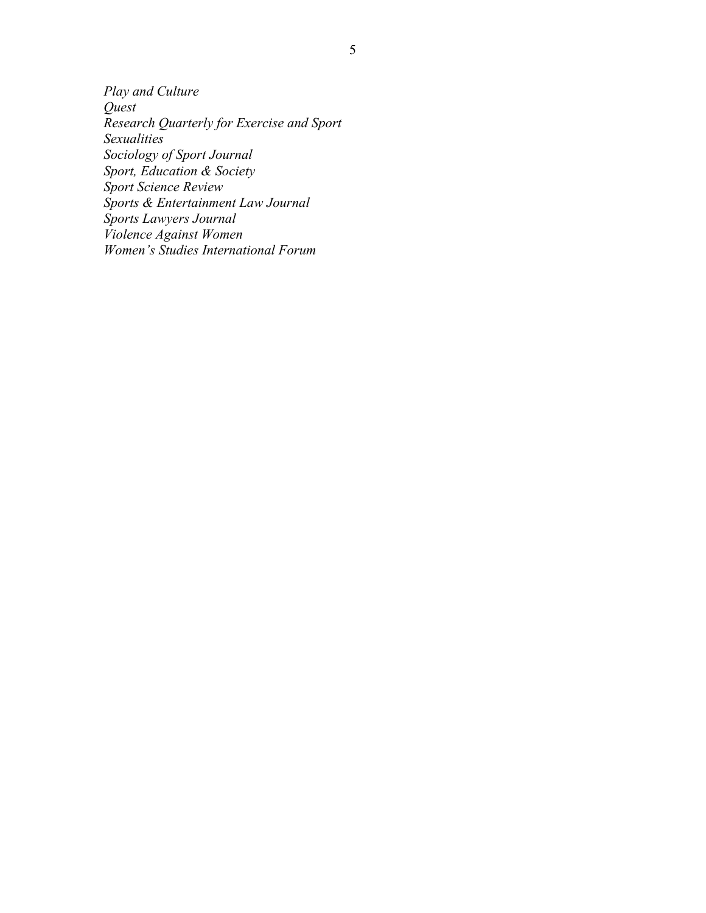*Play and Culture*
*Quest*
*Research Quarterly for Exercise and Sport*
*Sexualities*
*Sociology of Sport Journal*
*Sport, Education & Society*
*Sport Science Review*
*Sports & Entertainment Law Journal*
*Sports Lawyers Journal*
*Violence Against Women*
*Women's Studies International Forum*